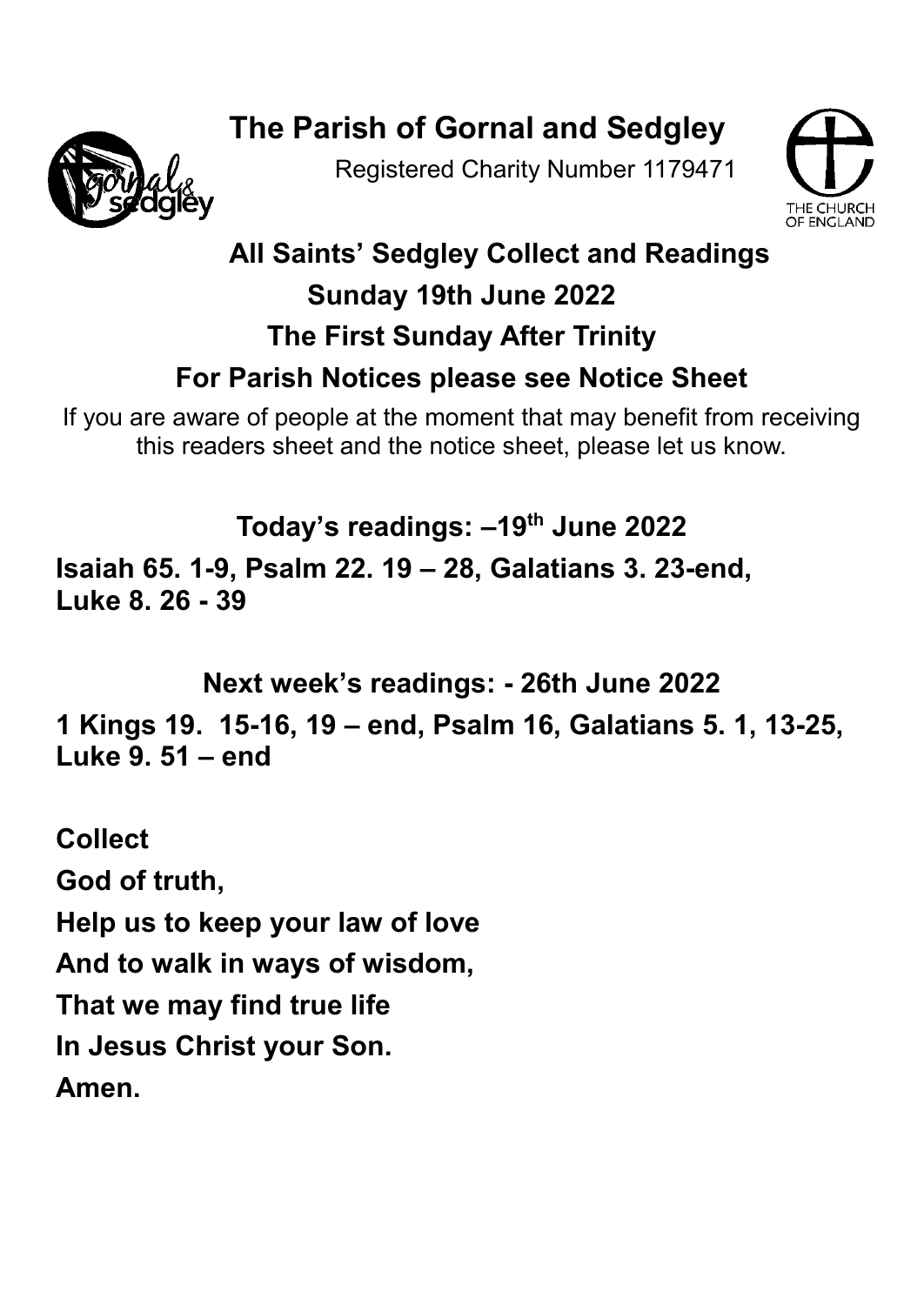# The Parish of Gornal and Sedgley

Registered Charity Number 1179471

## All Saints' Sedgley Collect and Readings

## Sunday 19th June 2022

## The First Sunday After Trinity

## For Parish Notices please see Notice Sheet

If you are aware of people at the moment that may benefit from receiving this readers sheet and the notice sheet, please let us know.

**Today's readings: –19th June 2022**

**Isaiah 65. 1-9, Psalm 22. 19 – 28, Galatians 3. 23-end, Luke 8. 26 - 39**

**Next week's readings: - 26th June 2022**

**1 Kings 19. 15-16, 19 – end, Psalm 16, Galatians 5. 1, 13-25, Luke 9. 51 – end**

**Collect**

**God of truth,**
**Help us to keep your law of love**
**And to walk in ways of wisdom,**
**That we may find true life**
**In Jesus Christ your Son.**
**Amen.**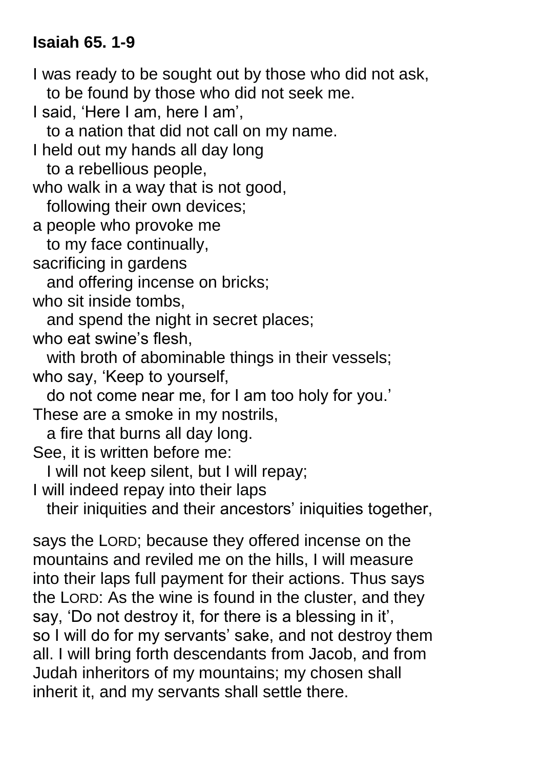**Isaiah 65. 1-9**

I was ready to be sought out by those who did not ask,
  to be found by those who did not seek me.
I said, 'Here I am, here I am',
  to a nation that did not call on my name.
I held out my hands all day long
  to a rebellious people,
who walk in a way that is not good,
  following their own devices;
a people who provoke me
  to my face continually,
sacrificing in gardens
  and offering incense on bricks;
who sit inside tombs,
  and spend the night in secret places;
who eat swine's flesh,
  with broth of abominable things in their vessels;
who say, 'Keep to yourself,
  do not come near me, for I am too holy for you.'
These are a smoke in my nostrils,
  a fire that burns all day long.
See, it is written before me:
  I will not keep silent, but I will repay;
I will indeed repay into their laps
  their iniquities and their ancestors' iniquities together,

says the LORD; because they offered incense on the mountains and reviled me on the hills, I will measure into their laps full payment for their actions. Thus says the LORD: As the wine is found in the cluster, and they say, 'Do not destroy it, for there is a blessing in it', so I will do for my servants' sake, and not destroy them all. I will bring forth descendants from Jacob, and from Judah inheritors of my mountains; my chosen shall inherit it, and my servants shall settle there.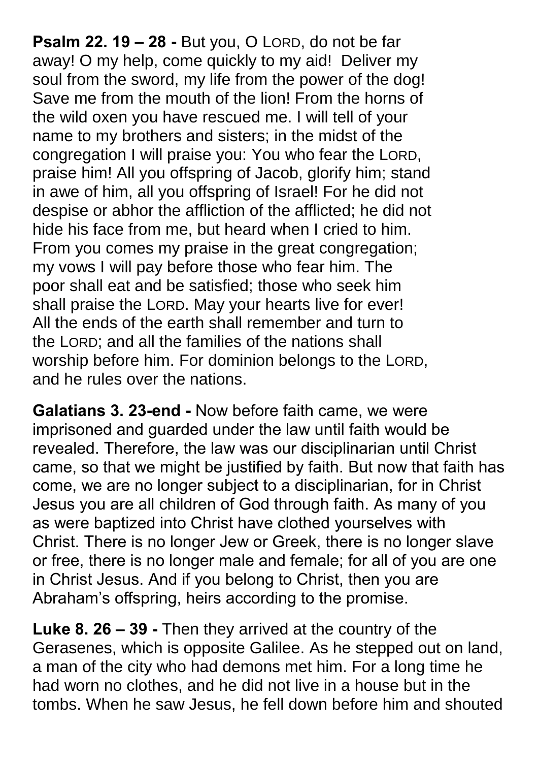**Psalm 22. 19 – 28 -** But you, O LORD, do not be far away! O my help, come quickly to my aid! Deliver my soul from the sword, my life from the power of the dog! Save me from the mouth of the lion! From the horns of the wild oxen you have rescued me. I will tell of your name to my brothers and sisters; in the midst of the congregation I will praise you: You who fear the LORD, praise him! All you offspring of Jacob, glorify him; stand in awe of him, all you offspring of Israel! For he did not despise or abhor the affliction of the afflicted; he did not hide his face from me, but heard when I cried to him. From you comes my praise in the great congregation; my vows I will pay before those who fear him. The poor shall eat and be satisfied; those who seek him shall praise the LORD. May your hearts live for ever! All the ends of the earth shall remember and turn to the LORD; and all the families of the nations shall worship before him. For dominion belongs to the LORD, and he rules over the nations.

**Galatians 3. 23-end -** Now before faith came, we were imprisoned and guarded under the law until faith would be revealed. Therefore, the law was our disciplinarian until Christ came, so that we might be justified by faith. But now that faith has come, we are no longer subject to a disciplinarian, for in Christ Jesus you are all children of God through faith. As many of you as were baptized into Christ have clothed yourselves with Christ. There is no longer Jew or Greek, there is no longer slave or free, there is no longer male and female; for all of you are one in Christ Jesus. And if you belong to Christ, then you are Abraham's offspring, heirs according to the promise.

**Luke 8. 26 – 39 -** Then they arrived at the country of the Gerasenes, which is opposite Galilee. As he stepped out on land, a man of the city who had demons met him. For a long time he had worn no clothes, and he did not live in a house but in the tombs. When he saw Jesus, he fell down before him and shouted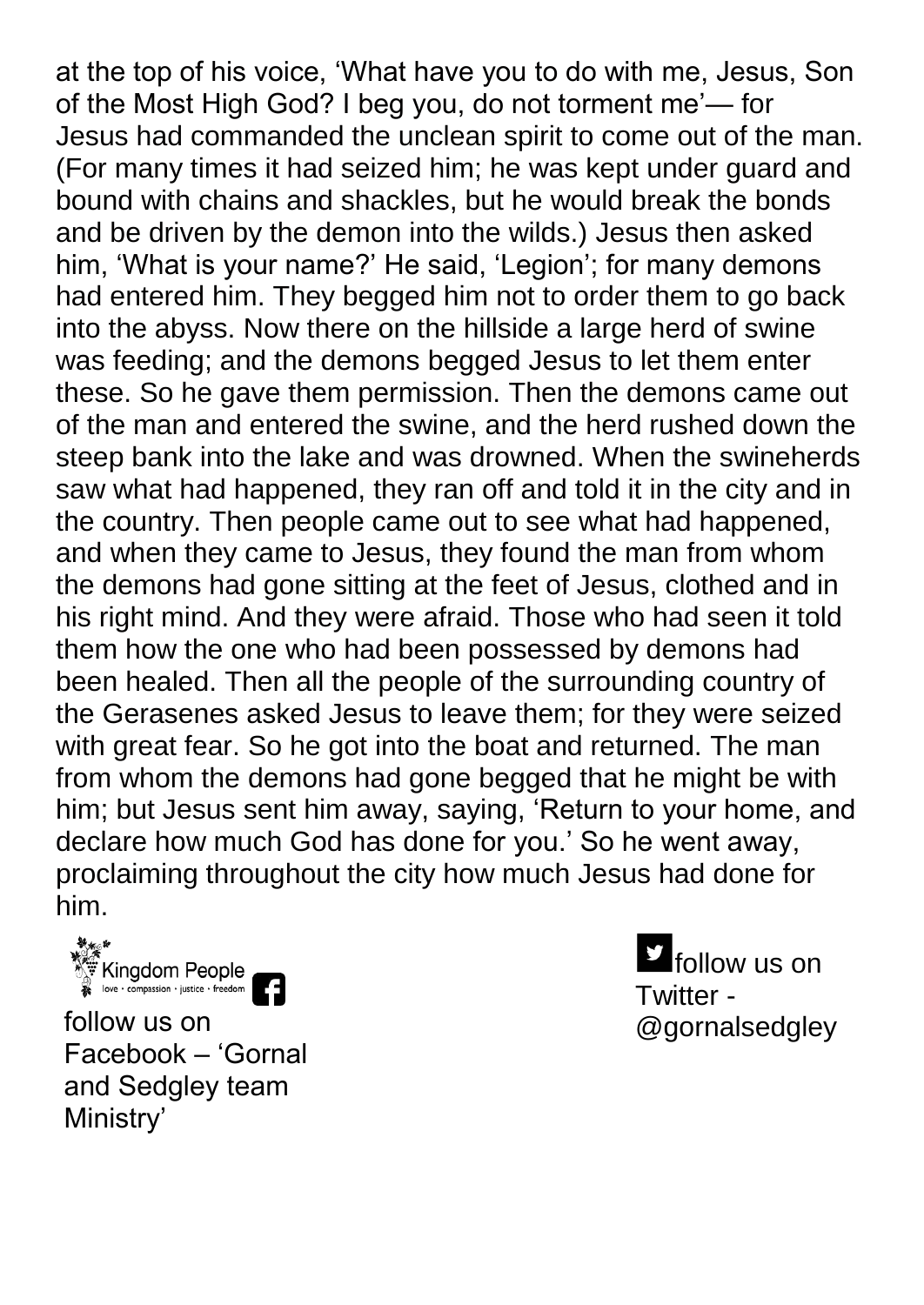at the top of his voice, 'What have you to do with me, Jesus, Son of the Most High God? I beg you, do not torment me'— for Jesus had commanded the unclean spirit to come out of the man. (For many times it had seized him; he was kept under guard and bound with chains and shackles, but he would break the bonds and be driven by the demon into the wilds.) Jesus then asked him, 'What is your name?' He said, 'Legion'; for many demons had entered him. They begged him not to order them to go back into the abyss. Now there on the hillside a large herd of swine was feeding; and the demons begged Jesus to let them enter these. So he gave them permission. Then the demons came out of the man and entered the swine, and the herd rushed down the steep bank into the lake and was drowned. When the swineherds saw what had happened, they ran off and told it in the city and in the country. Then people came out to see what had happened, and when they came to Jesus, they found the man from whom the demons had gone sitting at the feet of Jesus, clothed and in his right mind. And they were afraid. Those who had seen it told them how the one who had been possessed by demons had been healed. Then all the people of the surrounding country of the Gerasenes asked Jesus to leave them; for they were seized with great fear. So he got into the boat and returned. The man from whom the demons had gone begged that he might be with him; but Jesus sent him away, saying, 'Return to your home, and declare how much God has done for you.' So he went away, proclaiming throughout the city how much Jesus had done for him.

Kingdom People
love · compassion · justice · freedom

follow us on Facebook – 'Gornal and Sedgley team Ministry'

follow us on Twitter - @gornalsedgley